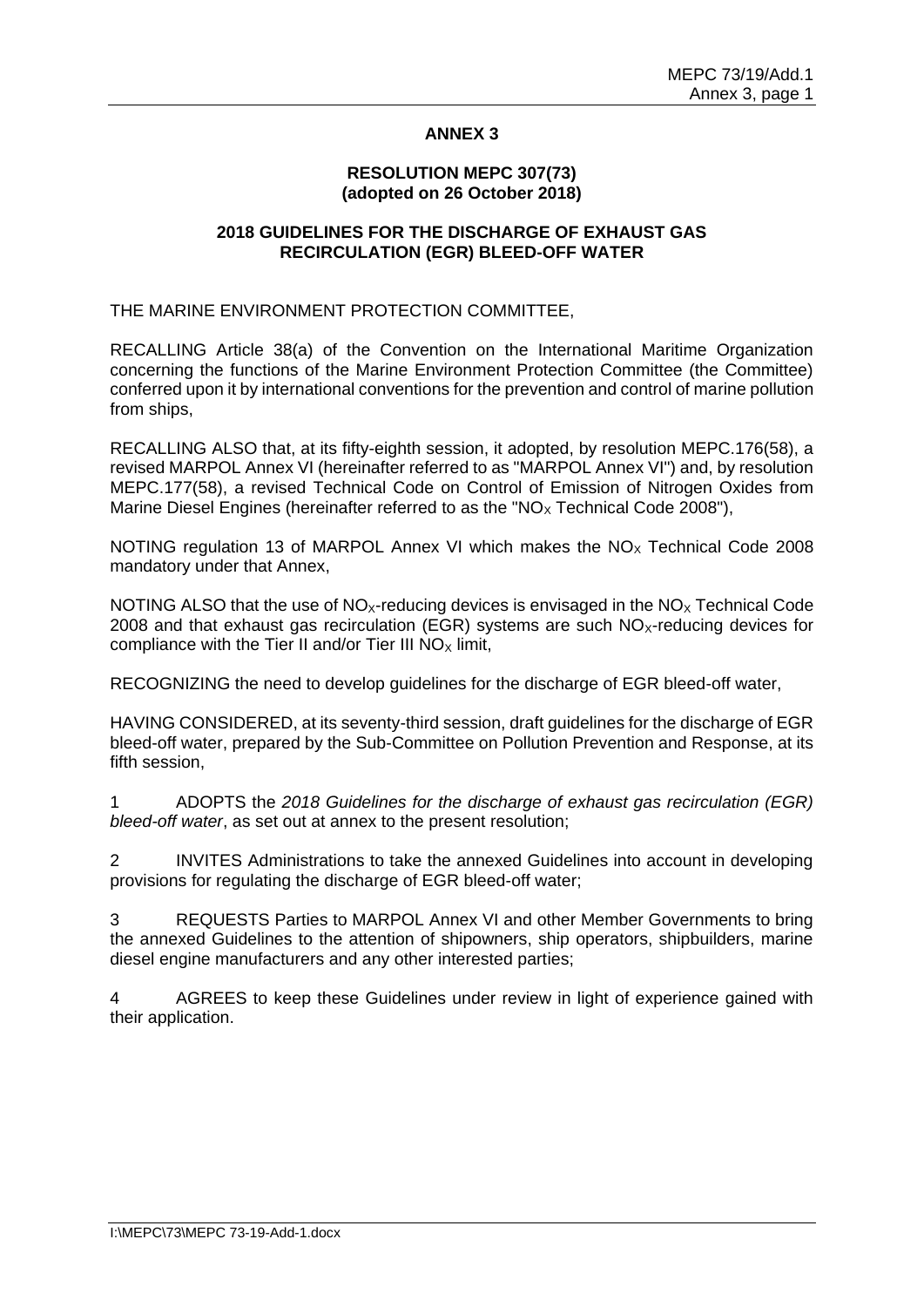## ANNEX 3

### RESOLUTION MEPC 307(73) (adopted on 26 October 2018)

### 2018 GUIDELINES FOR THE DISCHARGE OF EXHAUST GAS RECIRCULATION (EGR) BLEED-OFF WATER

THE MARINE ENVIRONMENT PROTECTION COMMITTEE,

RECALLING Article 38(a) of the Convention on the International Maritime Organization concerning the functions of the Marine Environment Protection Committee (the Committee) conferred upon it by international conventions for the prevention and control of marine pollution from ships,

RECALLING ALSO that, at its fifty-eighth session, it adopted, by resolution MEPC.176(58), a revised MARPOL Annex VI (hereinafter referred to as "MARPOL Annex VI") and, by resolution MEPC.177(58), a revised Technical Code on Control of Emission of Nitrogen Oxides from Marine Diesel Engines (hereinafter referred to as the "$NO_X$ Technical Code 2008"),

NOTING regulation 13 of MARPOL Annex VI which makes the $NO_X$ Technical Code 2008 mandatory under that Annex,

NOTING ALSO that the use of $NO_X$-reducing devices is envisaged in the $NO_X$ Technical Code 2008 and that exhaust gas recirculation (EGR) systems are such $NO_X$-reducing devices for compliance with the Tier II and/or Tier III $NO_X$ limit,

RECOGNIZING the need to develop guidelines for the discharge of EGR bleed-off water,

HAVING CONSIDERED, at its seventy-third session, draft guidelines for the discharge of EGR bleed-off water, prepared by the Sub-Committee on Pollution Prevention and Response, at its fifth session,

1 ADOPTS the *2018 Guidelines for the discharge of exhaust gas recirculation (EGR) bleed-off water*, as set out at annex to the present resolution;

2 INVITES Administrations to take the annexed Guidelines into account in developing provisions for regulating the discharge of EGR bleed-off water;

3 REQUESTS Parties to MARPOL Annex VI and other Member Governments to bring the annexed Guidelines to the attention of shipowners, ship operators, shipbuilders, marine diesel engine manufacturers and any other interested parties;

4 AGREES to keep these Guidelines under review in light of experience gained with their application.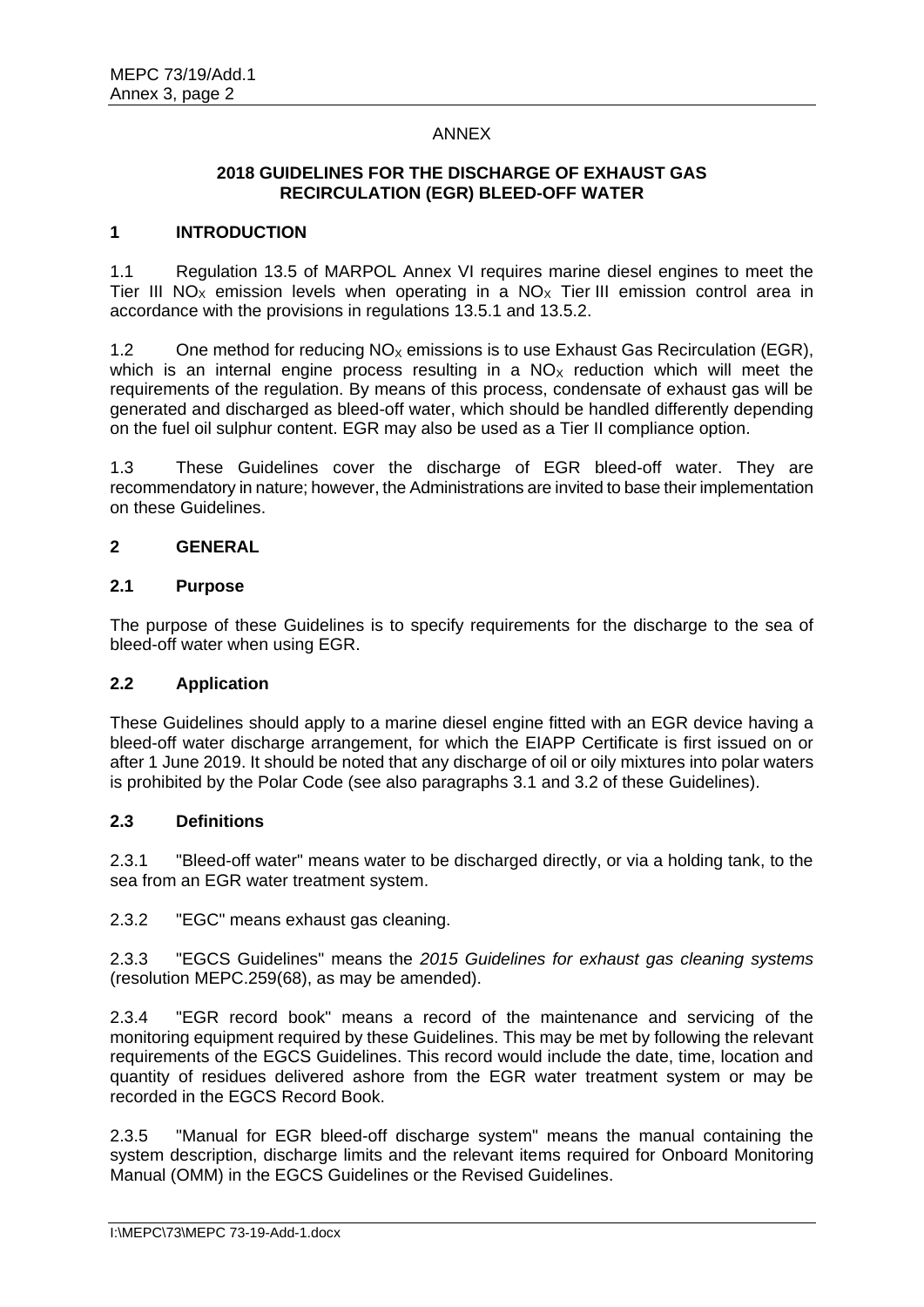ANNEX

**2018 GUIDELINES FOR THE DISCHARGE OF EXHAUST GAS RECIRCULATION (EGR) BLEED-OFF WATER**

## 1 INTRODUCTION

1.1 Regulation 13.5 of MARPOL Annex VI requires marine diesel engines to meet the Tier III $NO_X$ emission levels when operating in a $NO_X$ Tier III emission control area in accordance with the provisions in regulations 13.5.1 and 13.5.2.

1.2 One method for reducing $NO_X$ emissions is to use Exhaust Gas Recirculation (EGR), which is an internal engine process resulting in a $NO_X$ reduction which will meet the requirements of the regulation. By means of this process, condensate of exhaust gas will be generated and discharged as bleed-off water, which should be handled differently depending on the fuel oil sulphur content. EGR may also be used as a Tier II compliance option.

1.3 These Guidelines cover the discharge of EGR bleed-off water. They are recommendatory in nature; however, the Administrations are invited to base their implementation on these Guidelines.

## 2 GENERAL

### 2.1 Purpose

The purpose of these Guidelines is to specify requirements for the discharge to the sea of bleed-off water when using EGR.

### 2.2 Application

These Guidelines should apply to a marine diesel engine fitted with an EGR device having a bleed-off water discharge arrangement, for which the EIAPP Certificate is first issued on or after 1 June 2019. It should be noted that any discharge of oil or oily mixtures into polar waters is prohibited by the Polar Code (see also paragraphs 3.1 and 3.2 of these Guidelines).

### 2.3 Definitions

2.3.1 "Bleed-off water" means water to be discharged directly, or via a holding tank, to the sea from an EGR water treatment system.

2.3.2 "EGC" means exhaust gas cleaning.

2.3.3 "EGCS Guidelines" means the *2015 Guidelines for exhaust gas cleaning systems* (resolution MEPC.259(68), as may be amended).

2.3.4 "EGR record book" means a record of the maintenance and servicing of the monitoring equipment required by these Guidelines. This may be met by following the relevant requirements of the EGCS Guidelines. This record would include the date, time, location and quantity of residues delivered ashore from the EGR water treatment system or may be recorded in the EGCS Record Book.

2.3.5 "Manual for EGR bleed-off discharge system" means the manual containing the system description, discharge limits and the relevant items required for Onboard Monitoring Manual (OMM) in the EGCS Guidelines or the Revised Guidelines.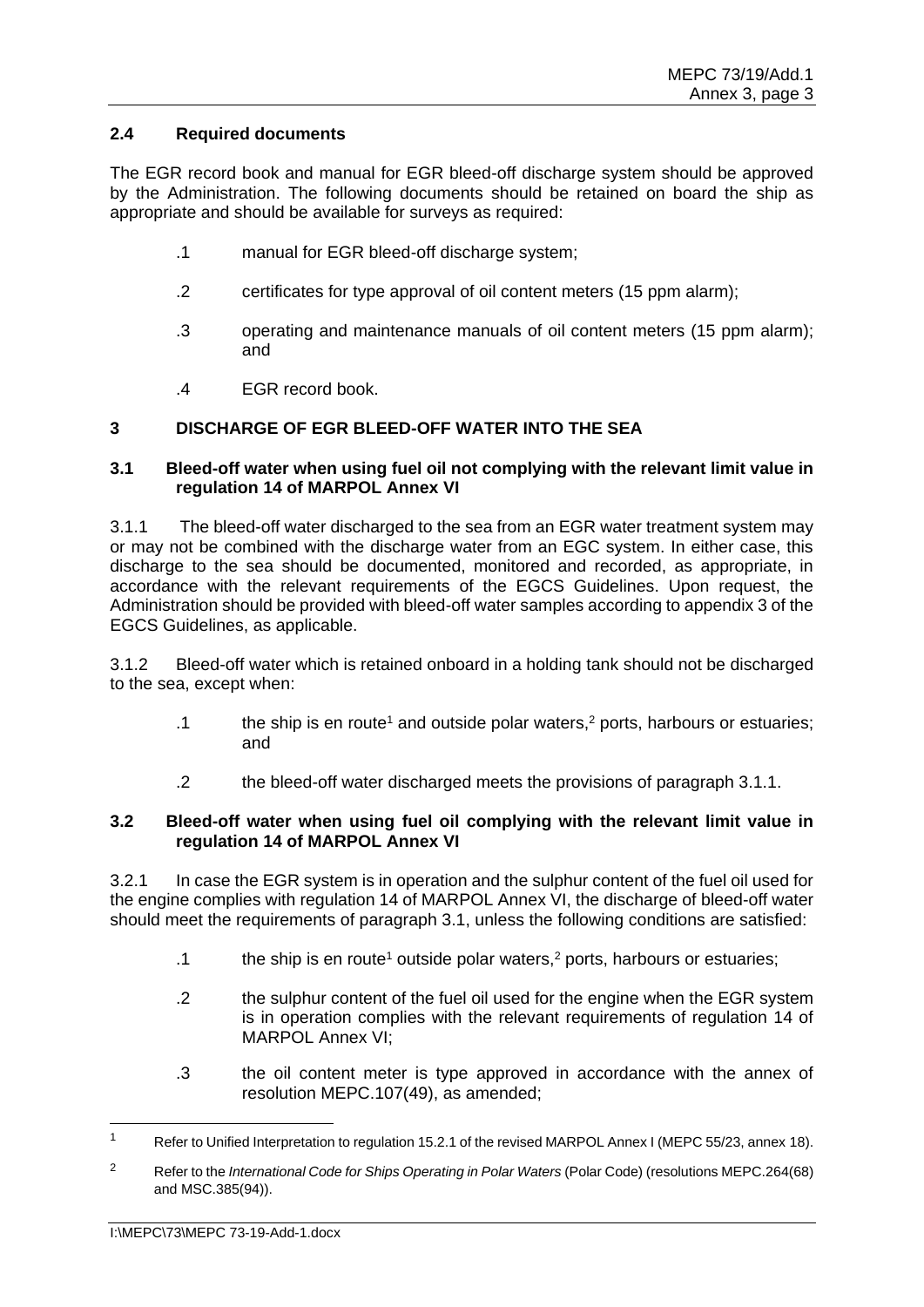### 2.4 Required documents

The EGR record book and manual for EGR bleed-off discharge system should be approved by the Administration. The following documents should be retained on board the ship as appropriate and should be available for surveys as required:

.1 manual for EGR bleed-off discharge system;

.2 certificates for type approval of oil content meters (15 ppm alarm);

.3 operating and maintenance manuals of oil content meters (15 ppm alarm); and

.4 EGR record book.

## 3 DISCHARGE OF EGR BLEED-OFF WATER INTO THE SEA

### 3.1 Bleed-off water when using fuel oil not complying with the relevant limit value in regulation 14 of MARPOL Annex VI

3.1.1 The bleed-off water discharged to the sea from an EGR water treatment system may or may not be combined with the discharge water from an EGC system. In either case, this discharge to the sea should be documented, monitored and recorded, as appropriate, in accordance with the relevant requirements of the EGCS Guidelines. Upon request, the Administration should be provided with bleed-off water samples according to appendix 3 of the EGCS Guidelines, as applicable.

3.1.2 Bleed-off water which is retained onboard in a holding tank should not be discharged to the sea, except when:

.1 the ship is en route[1] and outside polar waters,[2] ports, harbours or estuaries; and

.2 the bleed-off water discharged meets the provisions of paragraph 3.1.1.

### 3.2 Bleed-off water when using fuel oil complying with the relevant limit value in regulation 14 of MARPOL Annex VI

3.2.1 In case the EGR system is in operation and the sulphur content of the fuel oil used for the engine complies with regulation 14 of MARPOL Annex VI, the discharge of bleed-off water should meet the requirements of paragraph 3.1, unless the following conditions are satisfied:

.1 the ship is en route[1] outside polar waters,[2] ports, harbours or estuaries;

.2 the sulphur content of the fuel oil used for the engine when the EGR system is in operation complies with the relevant requirements of regulation 14 of MARPOL Annex VI;

.3 the oil content meter is type approved in accordance with the annex of resolution MEPC.107(49), as amended;

---

[1] Refer to Unified Interpretation to regulation 15.2.1 of the revised MARPOL Annex I (MEPC 55/23, annex 18).

[2] Refer to the *International Code for Ships Operating in Polar Waters* (Polar Code) (resolutions MEPC.264(68) and MSC.385(94)).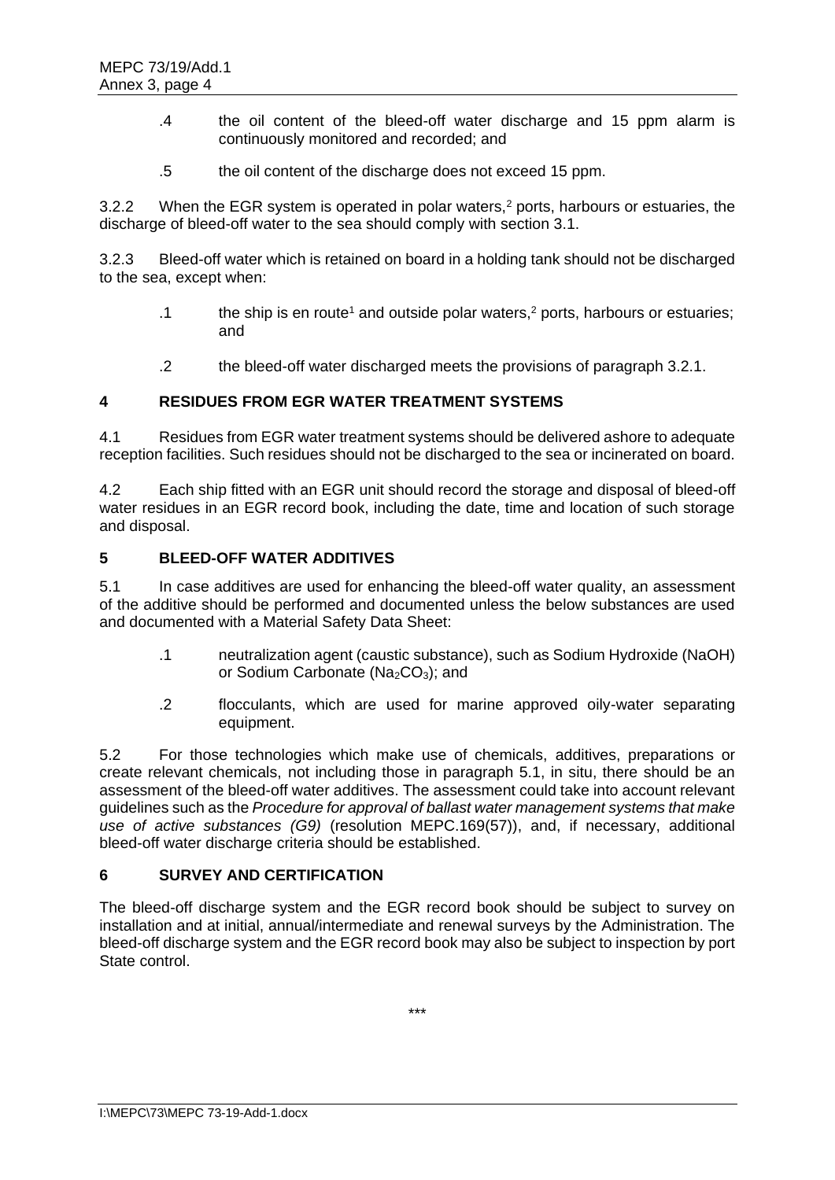.4 the oil content of the bleed-off water discharge and 15 ppm alarm is continuously monitored and recorded; and

.5 the oil content of the discharge does not exceed 15 ppm.

3.2.2 When the EGR system is operated in polar waters,[2] ports, harbours or estuaries, the discharge of bleed-off water to the sea should comply with section 3.1.

3.2.3 Bleed-off water which is retained on board in a holding tank should not be discharged to the sea, except when:

.1 the ship is en route[1] and outside polar waters,[2] ports, harbours or estuaries; and

.2 the bleed-off water discharged meets the provisions of paragraph 3.2.1.

## 4 RESIDUES FROM EGR WATER TREATMENT SYSTEMS

4.1 Residues from EGR water treatment systems should be delivered ashore to adequate reception facilities. Such residues should not be discharged to the sea or incinerated on board.

4.2 Each ship fitted with an EGR unit should record the storage and disposal of bleed-off water residues in an EGR record book, including the date, time and location of such storage and disposal.

## 5 BLEED-OFF WATER ADDITIVES

5.1 In case additives are used for enhancing the bleed-off water quality, an assessment of the additive should be performed and documented unless the below substances are used and documented with a Material Safety Data Sheet:

.1 neutralization agent (caustic substance), such as Sodium Hydroxide ($NaOH$) or Sodium Carbonate ($Na_2CO_3$); and

.2 flocculants, which are used for marine approved oily-water separating equipment.

5.2 For those technologies which make use of chemicals, additives, preparations or create relevant chemicals, not including those in paragraph 5.1, in situ, there should be an assessment of the bleed-off water additives. The assessment could take into account relevant guidelines such as the *Procedure for approval of ballast water management systems that make use of active substances (G9)* (resolution MEPC.169(57)), and, if necessary, additional bleed-off water discharge criteria should be established.

## 6 SURVEY AND CERTIFICATION

The bleed-off discharge system and the EGR record book should be subject to survey on installation and at initial, annual/intermediate and renewal surveys by the Administration. The bleed-off discharge system and the EGR record book may also be subject to inspection by port State control.

***